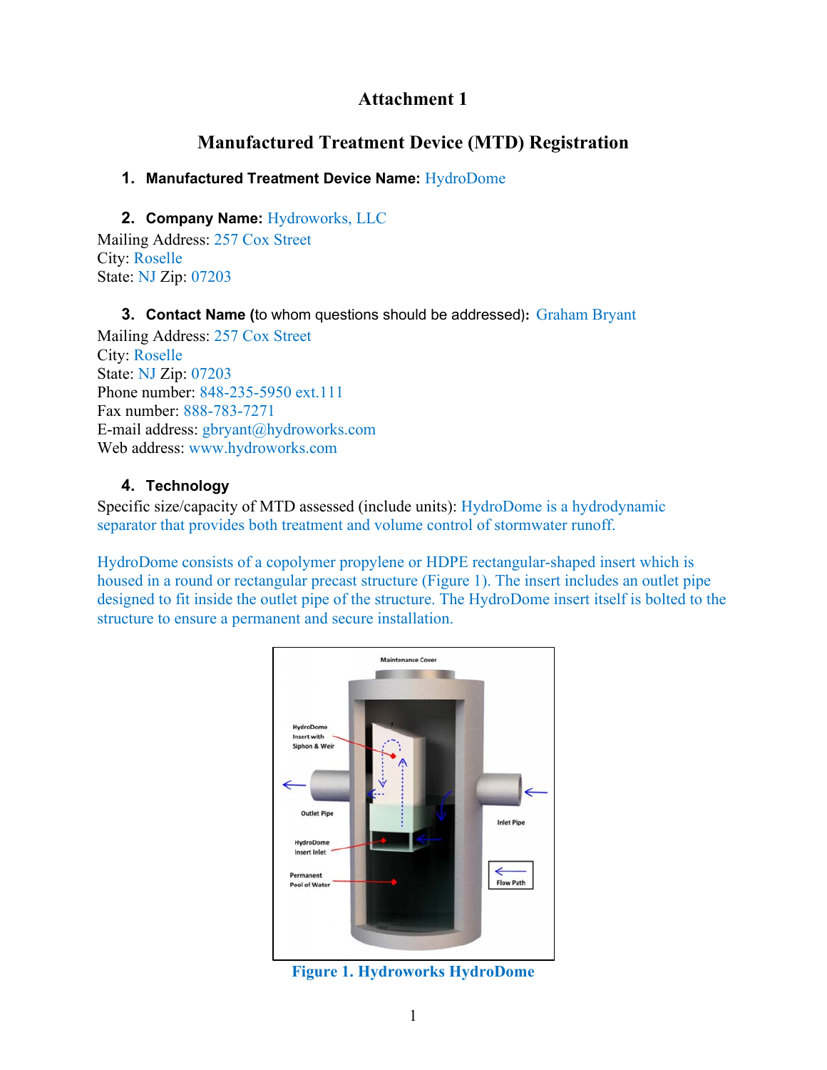# Attachment 1

## Manufactured Treatment Device (MTD) Registration

1. **Manufactured Treatment Device Name:** HydroDome

2. **Company Name:** Hydroworks, LLC

Mailing Address: 257 Cox Street
City: Roselle
State: NJ Zip: 07203

3. **Contact Name (**to whom questions should be addressed)**:** Graham Bryant

Mailing Address: 257 Cox Street
City: Roselle
State: NJ Zip: 07203
Phone number: 848-235-5950 ext.111
Fax number: 888-783-7271
E-mail address: gbryant@hydroworks.com
Web address: www.hydroworks.com

4. **Technology**

Specific size/capacity of MTD assessed (include units): HydroDome is a hydrodynamic separator that provides both treatment and volume control of stormwater runoff.

HydroDome consists of a copolymer propylene or HDPE rectangular-shaped insert which is housed in a round or rectangular precast structure (Figure 1). The insert includes an outlet pipe designed to fit inside the outlet pipe of the structure. The HydroDome insert itself is bolted to the structure to ensure a permanent and secure installation.

**Figure 1. Hydroworks HydroDome**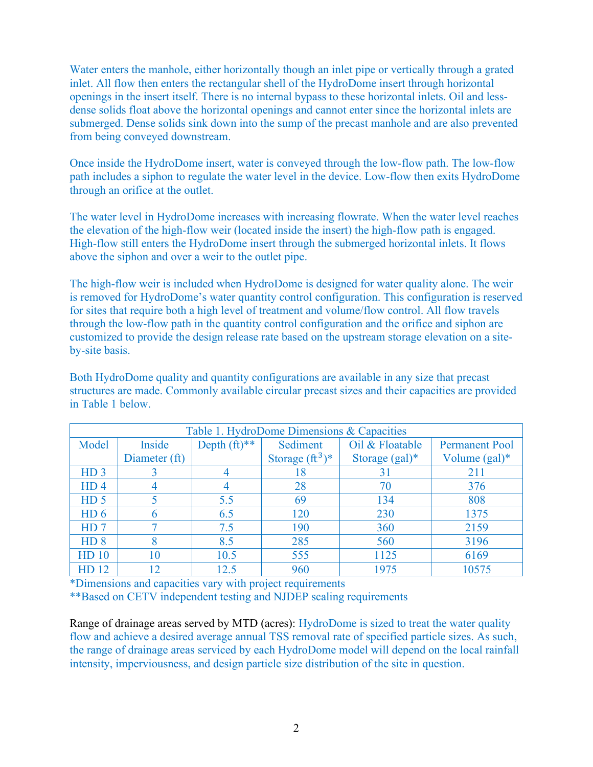Water enters the manhole, either horizontally though an inlet pipe or vertically through a grated inlet. All flow then enters the rectangular shell of the HydroDome insert through horizontal openings in the insert itself. There is no internal bypass to these horizontal inlets. Oil and less-dense solids float above the horizontal openings and cannot enter since the horizontal inlets are submerged. Dense solids sink down into the sump of the precast manhole and are also prevented from being conveyed downstream.

Once inside the HydroDome insert, water is conveyed through the low-flow path. The low-flow path includes a siphon to regulate the water level in the device. Low-flow then exits HydroDome through an orifice at the outlet.

The water level in HydroDome increases with increasing flowrate. When the water level reaches the elevation of the high-flow weir (located inside the insert) the high-flow path is engaged. High-flow still enters the HydroDome insert through the submerged horizontal inlets. It flows above the siphon and over a weir to the outlet pipe.

The high-flow weir is included when HydroDome is designed for water quality alone. The weir is removed for HydroDome's water quantity control configuration. This configuration is reserved for sites that require both a high level of treatment and volume/flow control. All flow travels through the low-flow path in the quantity control configuration and the orifice and siphon are customized to provide the design release rate based on the upstream storage elevation on a site-by-site basis.

Both HydroDome quality and quantity configurations are available in any size that precast structures are made. Commonly available circular precast sizes and their capacities are provided in Table 1 below.

Table 1. HydroDome Dimensions & Capacities

| Model | Inside Diameter (ft) | Depth (ft)** | Sediment Storage ($ft^3$)* | Oil & Floatable Storage (gal)* | Permanent Pool Volume (gal)* |
|---|---|---|---|---|---|
| HD 3 | 3 | 4 | 18 | 31 | 211 |
| HD 4 | 4 | 4 | 28 | 70 | 376 |
| HD 5 | 5 | 5.5 | 69 | 134 | 808 |
| HD 6 | 6 | 6.5 | 120 | 230 | 1375 |
| HD 7 | 7 | 7.5 | 190 | 360 | 2159 |
| HD 8 | 8 | 8.5 | 285 | 560 | 3196 |
| HD 10 | 10 | 10.5 | 555 | 1125 | 6169 |
| HD 12 | 12 | 12.5 | 960 | 1975 | 10575 |

*Dimensions and capacities vary with project requirements

**Based on CETV independent testing and NJDEP scaling requirements

Range of drainage areas served by MTD (acres): HydroDome is sized to treat the water quality flow and achieve a desired average annual TSS removal rate of specified particle sizes. As such, the range of drainage areas serviced by each HydroDome model will depend on the local rainfall intensity, imperviousness, and design particle size distribution of the site in question.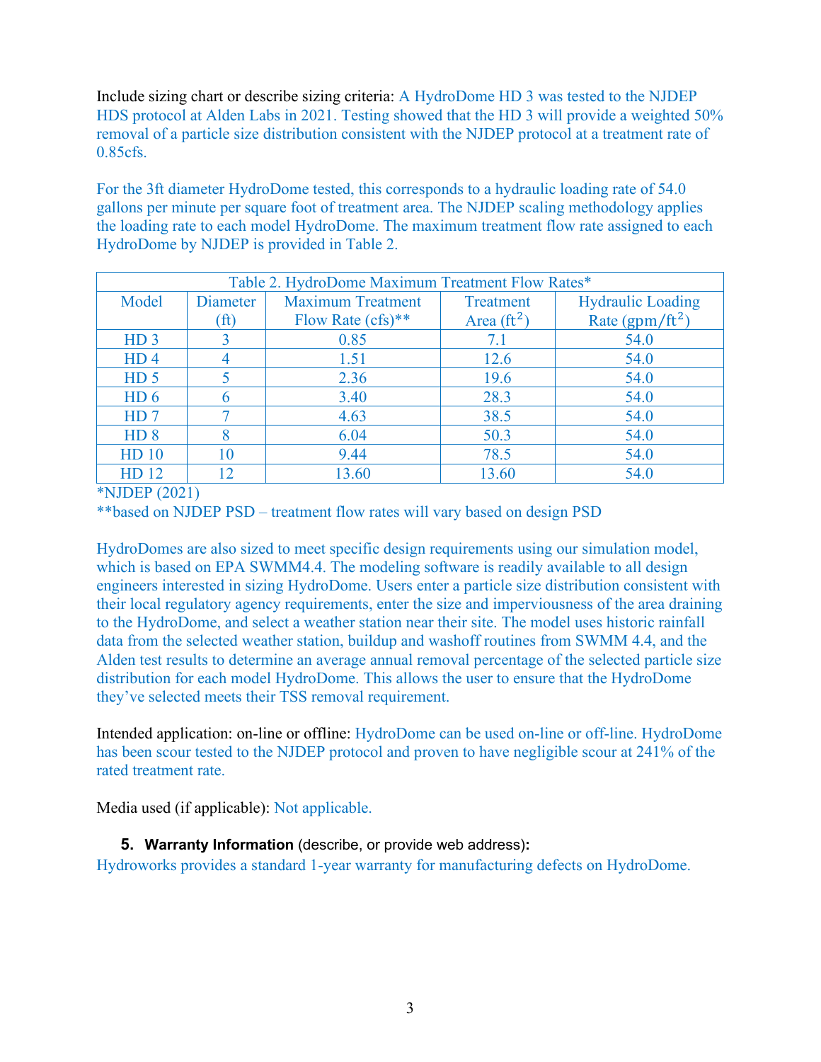Include sizing chart or describe sizing criteria: A HydroDome HD 3 was tested to the NJDEP HDS protocol at Alden Labs in 2021. Testing showed that the HD 3 will provide a weighted 50% removal of a particle size distribution consistent with the NJDEP protocol at a treatment rate of 0.85cfs.

For the 3ft diameter HydroDome tested, this corresponds to a hydraulic loading rate of 54.0 gallons per minute per square foot of treatment area. The NJDEP scaling methodology applies the loading rate to each model HydroDome. The maximum treatment flow rate assigned to each HydroDome by NJDEP is provided in Table 2.

Table 2. HydroDome Maximum Treatment Flow Rates*

| Model | Diameter (ft) | Maximum Treatment Flow Rate (cfs)** | Treatment Area ($ft^2$) | Hydraulic Loading Rate ($gpm/ft^2$) |
|---|---|---|---|---|
| HD 3 | 3 | 0.85 | 7.1 | 54.0 |
| HD 4 | 4 | 1.51 | 12.6 | 54.0 |
| HD 5 | 5 | 2.36 | 19.6 | 54.0 |
| HD 6 | 6 | 3.40 | 28.3 | 54.0 |
| HD 7 | 7 | 4.63 | 38.5 | 54.0 |
| HD 8 | 8 | 6.04 | 50.3 | 54.0 |
| HD 10 | 10 | 9.44 | 78.5 | 54.0 |
| HD 12 | 12 | 13.60 | 13.60 | 54.0 |

*NJDEP (2021)

**based on NJDEP PSD – treatment flow rates will vary based on design PSD

HydroDomes are also sized to meet specific design requirements using our simulation model, which is based on EPA SWMM4.4. The modeling software is readily available to all design engineers interested in sizing HydroDome. Users enter a particle size distribution consistent with their local regulatory agency requirements, enter the size and imperviousness of the area draining to the HydroDome, and select a weather station near their site. The model uses historic rainfall data from the selected weather station, buildup and washoff routines from SWMM 4.4, and the Alden test results to determine an average annual removal percentage of the selected particle size distribution for each model HydroDome. This allows the user to ensure that the HydroDome they've selected meets their TSS removal requirement.

Intended application: on-line or offline: HydroDome can be used on-line or off-line. HydroDome has been scour tested to the NJDEP protocol and proven to have negligible scour at 241% of the rated treatment rate.

Media used (if applicable): Not applicable.

5. **Warranty Information** (describe, or provide web address)**:**

Hydroworks provides a standard 1-year warranty for manufacturing defects on HydroDome.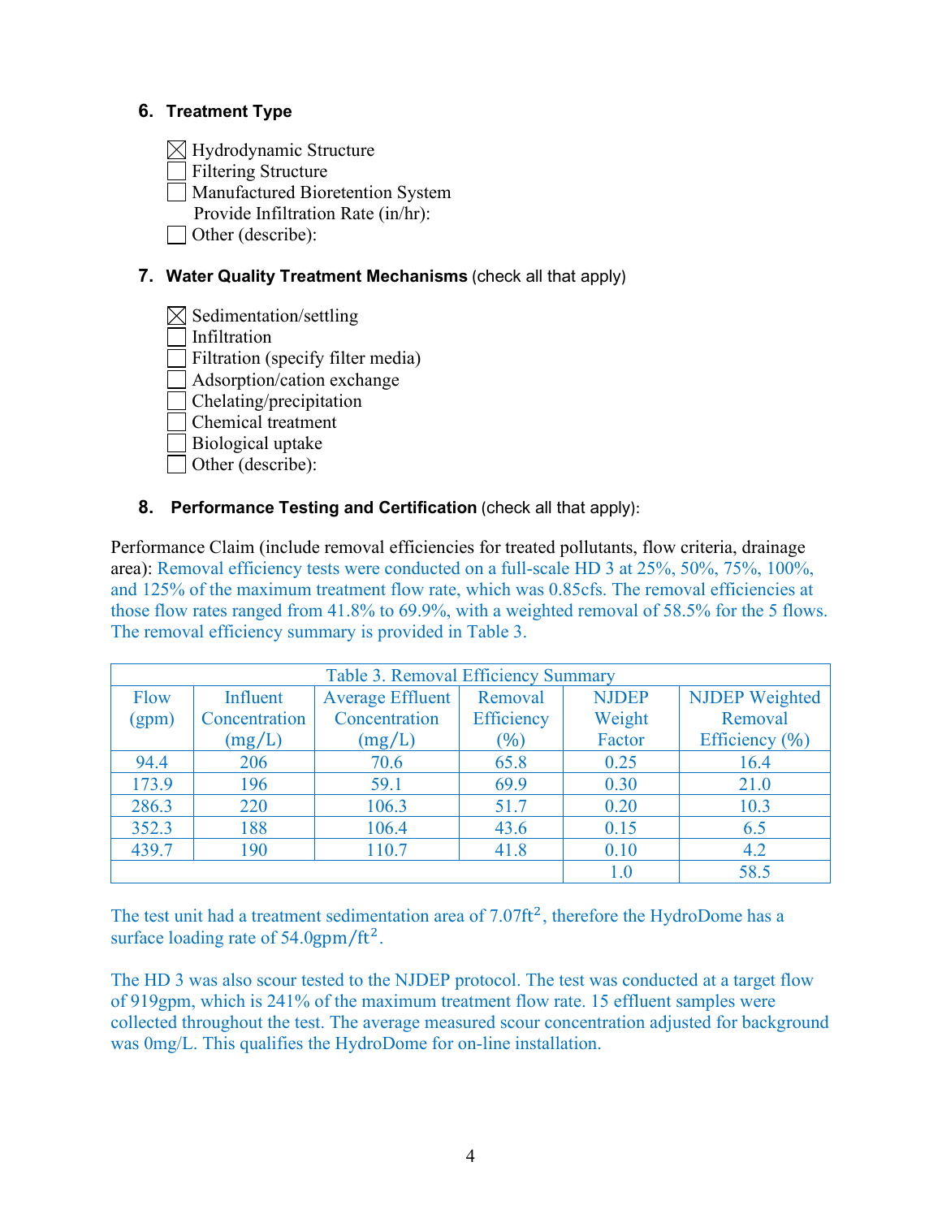### 6. Treatment Type

- ☒ Hydrodynamic Structure
- ☐ Filtering Structure
- ☐ Manufactured Bioretention System
  Provide Infiltration Rate (in/hr):
- ☐ Other (describe):

### 7. Water Quality Treatment Mechanisms (check all that apply)

- ☒ Sedimentation/settling
- ☐ Infiltration
- ☐ Filtration (specify filter media)
- ☐ Adsorption/cation exchange
- ☐ Chelating/precipitation
- ☐ Chemical treatment
- ☐ Biological uptake
- ☐ Other (describe):

### 8. Performance Testing and Certification (check all that apply):

Performance Claim (include removal efficiencies for treated pollutants, flow criteria, drainage area): Removal efficiency tests were conducted on a full-scale HD 3 at 25%, 50%, 75%, 100%, and 125% of the maximum treatment flow rate, which was 0.85cfs. The removal efficiencies at those flow rates ranged from 41.8% to 69.9%, with a weighted removal of 58.5% for the 5 flows. The removal efficiency summary is provided in Table 3.

Table 3. Removal Efficiency Summary

| Flow (gpm) | Influent Concentration (mg/L) | Average Effluent Concentration (mg/L) | Removal Efficiency (%) | NJDEP Weight Factor | NJDEP Weighted Removal Efficiency (%) |
|---|---|---|---|---|---|
| 94.4 | 206 | 70.6 | 65.8 | 0.25 | 16.4 |
| 173.9 | 196 | 59.1 | 69.9 | 0.30 | 21.0 |
| 286.3 | 220 | 106.3 | 51.7 | 0.20 | 10.3 |
| 352.3 | 188 | 106.4 | 43.6 | 0.15 | 6.5 |
| 439.7 | 190 | 110.7 | 41.8 | 0.10 | 4.2 |
| | | | | 1.0 | 58.5 |

The test unit had a treatment sedimentation area of $7.07\text{ft}^2$, therefore the HydroDome has a surface loading rate of $54.0\text{gpm/ft}^2$.

The HD 3 was also scour tested to the NJDEP protocol. The test was conducted at a target flow of 919gpm, which is 241% of the maximum treatment flow rate. 15 effluent samples were collected throughout the test. The average measured scour concentration adjusted for background was 0mg/L. This qualifies the HydroDome for on-line installation.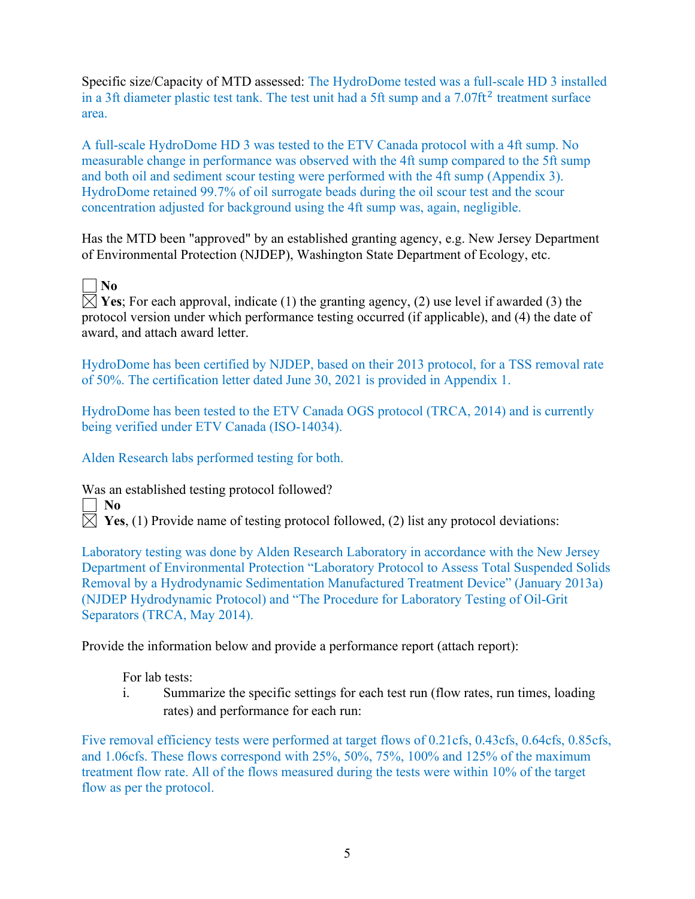Specific size/Capacity of MTD assessed: The HydroDome tested was a full-scale HD 3 installed in a 3ft diameter plastic test tank. The test unit had a 5ft sump and a 7.07ft$^2$ treatment surface area.

A full-scale HydroDome HD 3 was tested to the ETV Canada protocol with a 4ft sump. No measurable change in performance was observed with the 4ft sump compared to the 5ft sump and both oil and sediment scour testing were performed with the 4ft sump (Appendix 3). HydroDome retained 99.7% of oil surrogate beads during the oil scour test and the scour concentration adjusted for background using the 4ft sump was, again, negligible.

Has the MTD been "approved" by an established granting agency, e.g. New Jersey Department of Environmental Protection (NJDEP), Washington State Department of Ecology, etc.

☐ **No**
☒ **Yes**; For each approval, indicate (1) the granting agency, (2) use level if awarded (3) the protocol version under which performance testing occurred (if applicable), and (4) the date of award, and attach award letter.

HydroDome has been certified by NJDEP, based on their 2013 protocol, for a TSS removal rate of 50%. The certification letter dated June 30, 2021 is provided in Appendix 1.

HydroDome has been tested to the ETV Canada OGS protocol (TRCA, 2014) and is currently being verified under ETV Canada (ISO-14034).

Alden Research labs performed testing for both.

Was an established testing protocol followed?
☐ **No**
☒ **Yes**, (1) Provide name of testing protocol followed, (2) list any protocol deviations:

Laboratory testing was done by Alden Research Laboratory in accordance with the New Jersey Department of Environmental Protection "Laboratory Protocol to Assess Total Suspended Solids Removal by a Hydrodynamic Sedimentation Manufactured Treatment Device" (January 2013a) (NJDEP Hydrodynamic Protocol) and "The Procedure for Laboratory Testing of Oil-Grit Separators (TRCA, May 2014).

Provide the information below and provide a performance report (attach report):

For lab tests:

i. Summarize the specific settings for each test run (flow rates, run times, loading rates) and performance for each run:

Five removal efficiency tests were performed at target flows of 0.21cfs, 0.43cfs, 0.64cfs, 0.85cfs, and 1.06cfs. These flows correspond with 25%, 50%, 75%, 100% and 125% of the maximum treatment flow rate. All of the flows measured during the tests were within 10% of the target flow as per the protocol.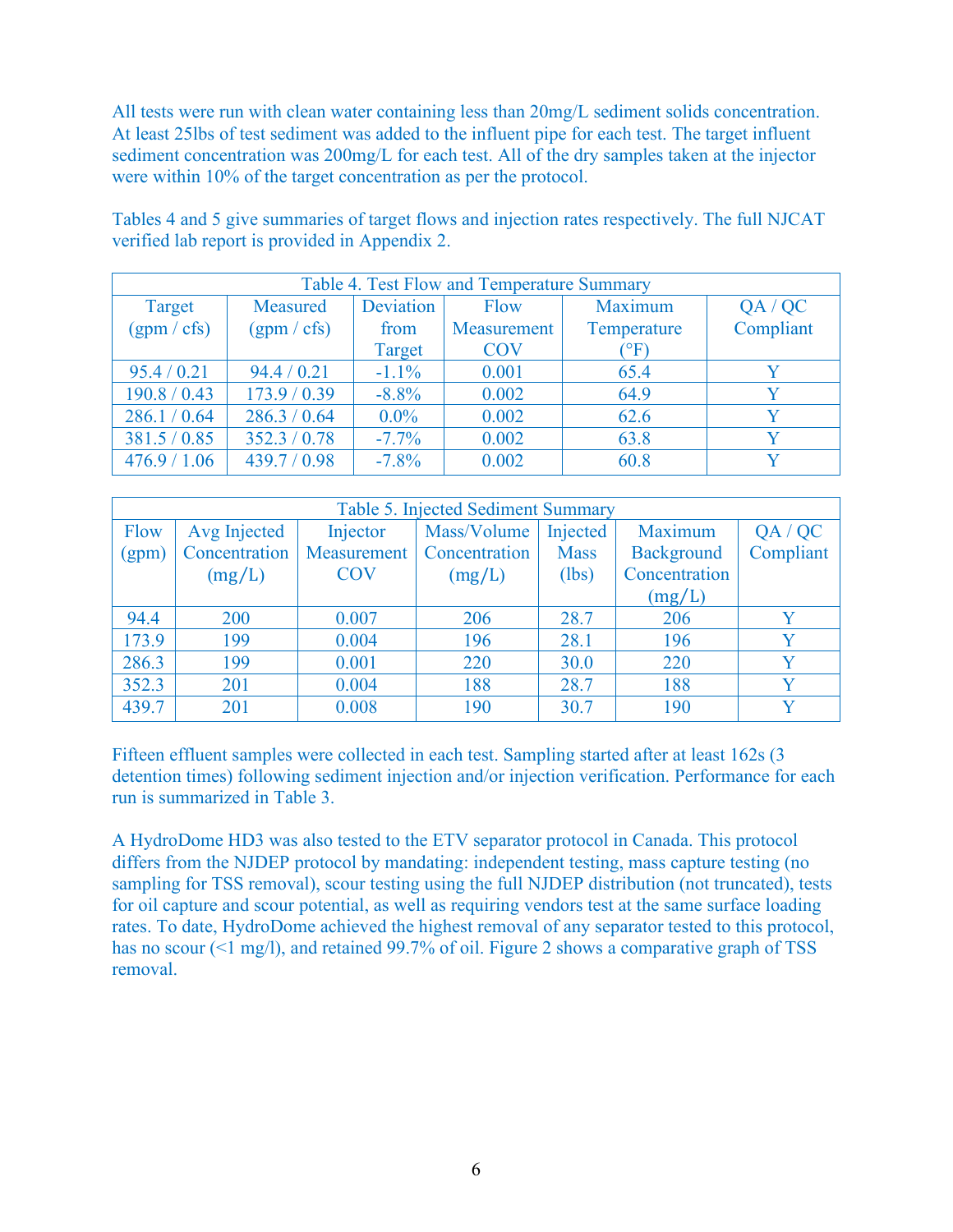All tests were run with clean water containing less than 20mg/L sediment solids concentration. At least 25lbs of test sediment was added to the influent pipe for each test. The target influent sediment concentration was 200mg/L for each test. All of the dry samples taken at the injector were within 10% of the target concentration as per the protocol.

Tables 4 and 5 give summaries of target flows and injection rates respectively. The full NJCAT verified lab report is provided in Appendix 2.

| Table 4. Test Flow and Temperature Summary | | | | | |
|---|---|---|---|---|---|
| Target (gpm / cfs) | Measured (gpm / cfs) | Deviation from Target | Flow Measurement COV | Maximum Temperature (°F) | QA / QC Compliant |
| 95.4 / 0.21 | 94.4 / 0.21 | -1.1% | 0.001 | 65.4 | Y |
| 190.8 / 0.43 | 173.9 / 0.39 | -8.8% | 0.002 | 64.9 | Y |
| 286.1 / 0.64 | 286.3 / 0.64 | 0.0% | 0.002 | 62.6 | Y |
| 381.5 / 0.85 | 352.3 / 0.78 | -7.7% | 0.002 | 63.8 | Y |
| 476.9 / 1.06 | 439.7 / 0.98 | -7.8% | 0.002 | 60.8 | Y |

| Table 5. Injected Sediment Summary | | | | | | |
|---|---|---|---|---|---|---|
| Flow (gpm) | Avg Injected Concentration (mg/L) | Injector Measurement COV | Mass/Volume Concentration (mg/L) | Injected Mass (lbs) | Maximum Background Concentration (mg/L) | QA / QC Compliant |
| 94.4 | 200 | 0.007 | 206 | 28.7 | 206 | Y |
| 173.9 | 199 | 0.004 | 196 | 28.1 | 196 | Y |
| 286.3 | 199 | 0.001 | 220 | 30.0 | 220 | Y |
| 352.3 | 201 | 0.004 | 188 | 28.7 | 188 | Y |
| 439.7 | 201 | 0.008 | 190 | 30.7 | 190 | Y |

Fifteen effluent samples were collected in each test. Sampling started after at least 162s (3 detention times) following sediment injection and/or injection verification. Performance for each run is summarized in Table 3.

A HydroDome HD3 was also tested to the ETV separator protocol in Canada. This protocol differs from the NJDEP protocol by mandating: independent testing, mass capture testing (no sampling for TSS removal), scour testing using the full NJDEP distribution (not truncated), tests for oil capture and scour potential, as well as requiring vendors test at the same surface loading rates. To date, HydroDome achieved the highest removal of any separator tested to this protocol, has no scour (<1 mg/l), and retained 99.7% of oil. Figure 2 shows a comparative graph of TSS removal.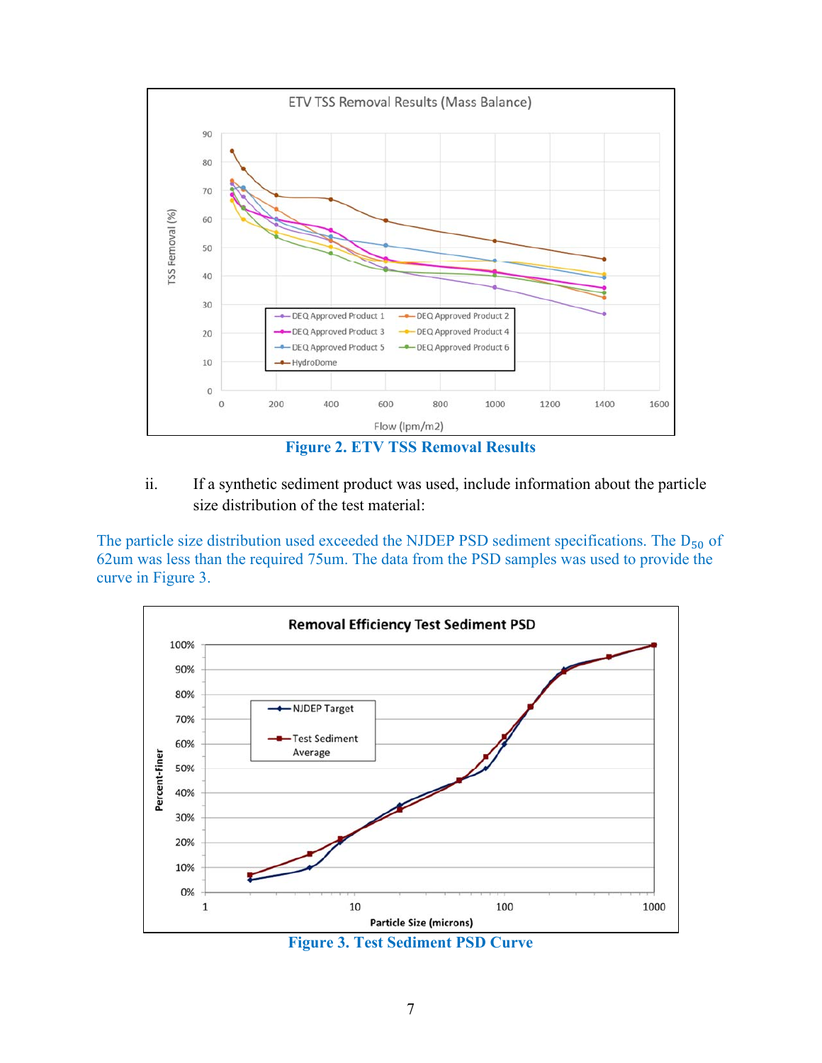Figure 2. ETV TSS Removal Results

ii. If a synthetic sediment product was used, include information about the particle size distribution of the test material:

The particle size distribution used exceeded the NJDEP PSD sediment specifications. The $D_{50}$ of 62um was less than the required 75um. The data from the PSD samples was used to provide the curve in Figure 3.

Figure 3. Test Sediment PSD Curve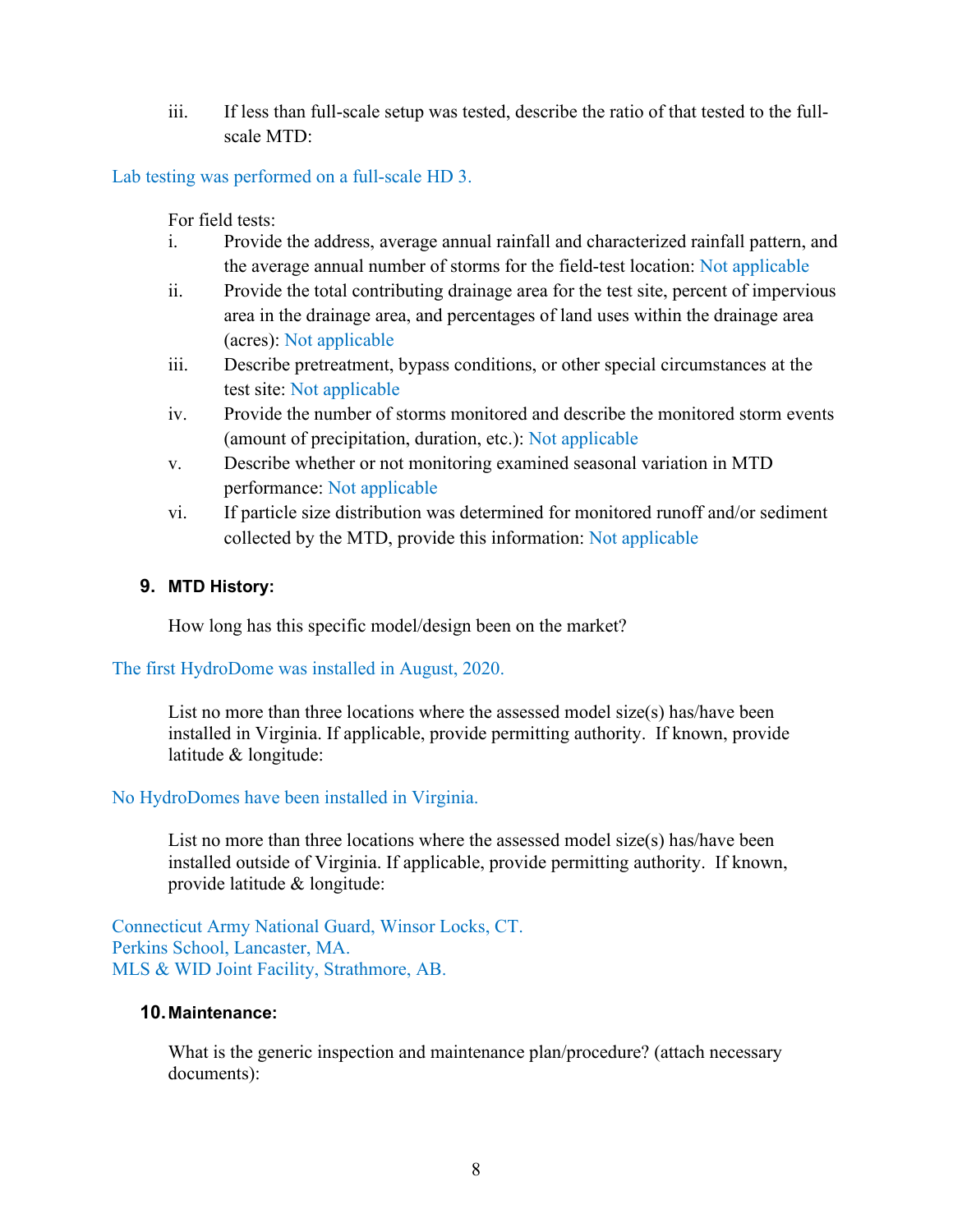iii. If less than full-scale setup was tested, describe the ratio of that tested to the full-scale MTD:

Lab testing was performed on a full-scale HD 3.

For field tests:

i. Provide the address, average annual rainfall and characterized rainfall pattern, and the average annual number of storms for the field-test location: Not applicable
ii. Provide the total contributing drainage area for the test site, percent of impervious area in the drainage area, and percentages of land uses within the drainage area (acres): Not applicable
iii. Describe pretreatment, bypass conditions, or other special circumstances at the test site: Not applicable
iv. Provide the number of storms monitored and describe the monitored storm events (amount of precipitation, duration, etc.): Not applicable
v. Describe whether or not monitoring examined seasonal variation in MTD performance: Not applicable
vi. If particle size distribution was determined for monitored runoff and/or sediment collected by the MTD, provide this information: Not applicable

**9. MTD History:**

How long has this specific model/design been on the market?

The first HydroDome was installed in August, 2020.

List no more than three locations where the assessed model size(s) has/have been installed in Virginia. If applicable, provide permitting authority. If known, provide latitude & longitude:

No HydroDomes have been installed in Virginia.

List no more than three locations where the assessed model size(s) has/have been installed outside of Virginia. If applicable, provide permitting authority. If known, provide latitude & longitude:

Connecticut Army National Guard, Winsor Locks, CT.
Perkins School, Lancaster, MA.
MLS & WID Joint Facility, Strathmore, AB.

**10. Maintenance:**

What is the generic inspection and maintenance plan/procedure? (attach necessary documents):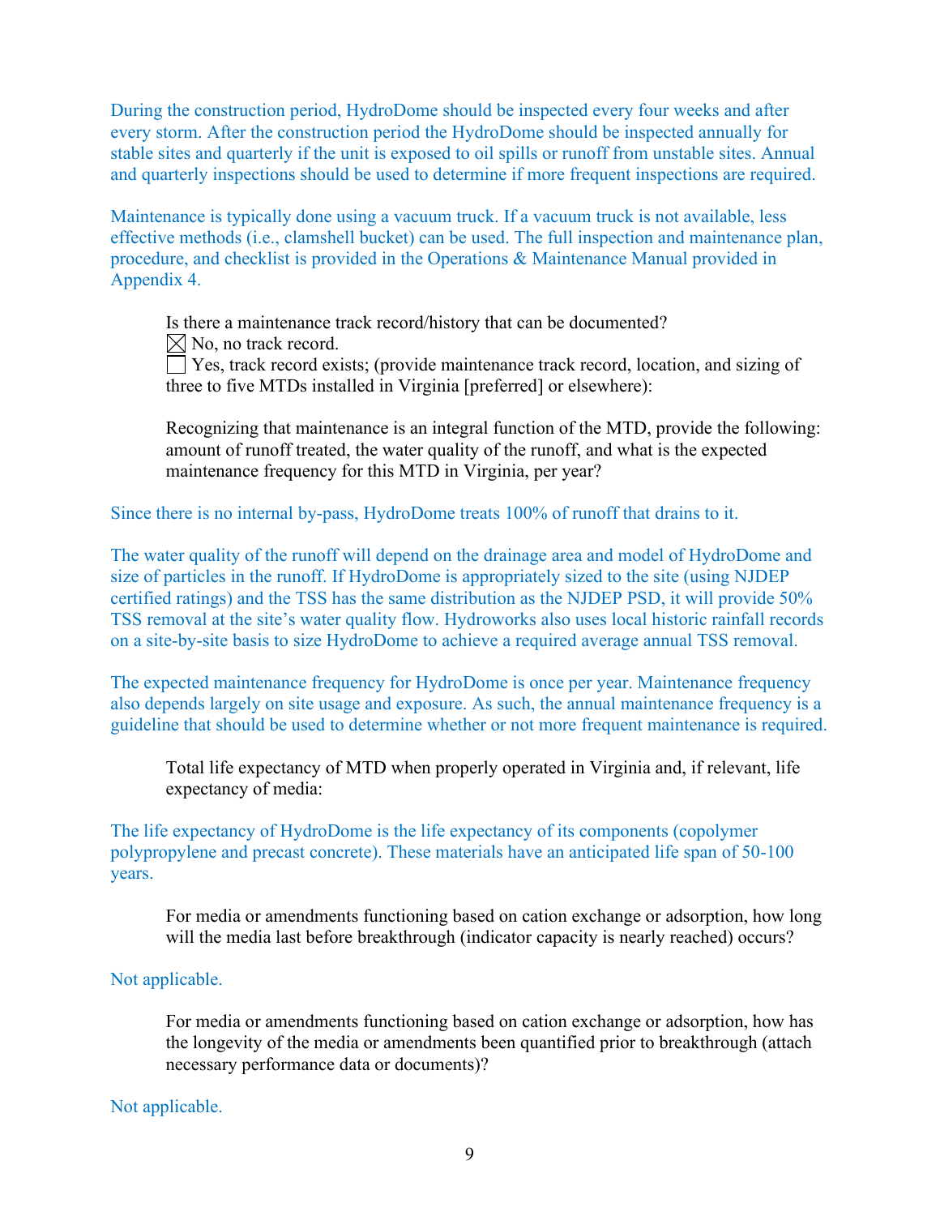During the construction period, HydroDome should be inspected every four weeks and after every storm. After the construction period the HydroDome should be inspected annually for stable sites and quarterly if the unit is exposed to oil spills or runoff from unstable sites. Annual and quarterly inspections should be used to determine if more frequent inspections are required.

Maintenance is typically done using a vacuum truck. If a vacuum truck is not available, less effective methods (i.e., clamshell bucket) can be used. The full inspection and maintenance plan, procedure, and checklist is provided in the Operations & Maintenance Manual provided in Appendix 4.

> Is there a maintenance track record/history that can be documented?
> ☒ No, no track record.
> ☐ Yes, track record exists; (provide maintenance track record, location, and sizing of three to five MTDs installed in Virginia [preferred] or elsewhere):
>
> Recognizing that maintenance is an integral function of the MTD, provide the following: amount of runoff treated, the water quality of the runoff, and what is the expected maintenance frequency for this MTD in Virginia, per year?

Since there is no internal by-pass, HydroDome treats 100% of runoff that drains to it.

The water quality of the runoff will depend on the drainage area and model of HydroDome and size of particles in the runoff. If HydroDome is appropriately sized to the site (using NJDEP certified ratings) and the TSS has the same distribution as the NJDEP PSD, it will provide 50% TSS removal at the site's water quality flow. Hydroworks also uses local historic rainfall records on a site-by-site basis to size HydroDome to achieve a required average annual TSS removal.

The expected maintenance frequency for HydroDome is once per year. Maintenance frequency also depends largely on site usage and exposure. As such, the annual maintenance frequency is a guideline that should be used to determine whether or not more frequent maintenance is required.

> Total life expectancy of MTD when properly operated in Virginia and, if relevant, life expectancy of media:

The life expectancy of HydroDome is the life expectancy of its components (copolymer polypropylene and precast concrete). These materials have an anticipated life span of 50-100 years.

> For media or amendments functioning based on cation exchange or adsorption, how long will the media last before breakthrough (indicator capacity is nearly reached) occurs?

Not applicable.

> For media or amendments functioning based on cation exchange or adsorption, how has the longevity of the media or amendments been quantified prior to breakthrough (attach necessary performance data or documents)?

Not applicable.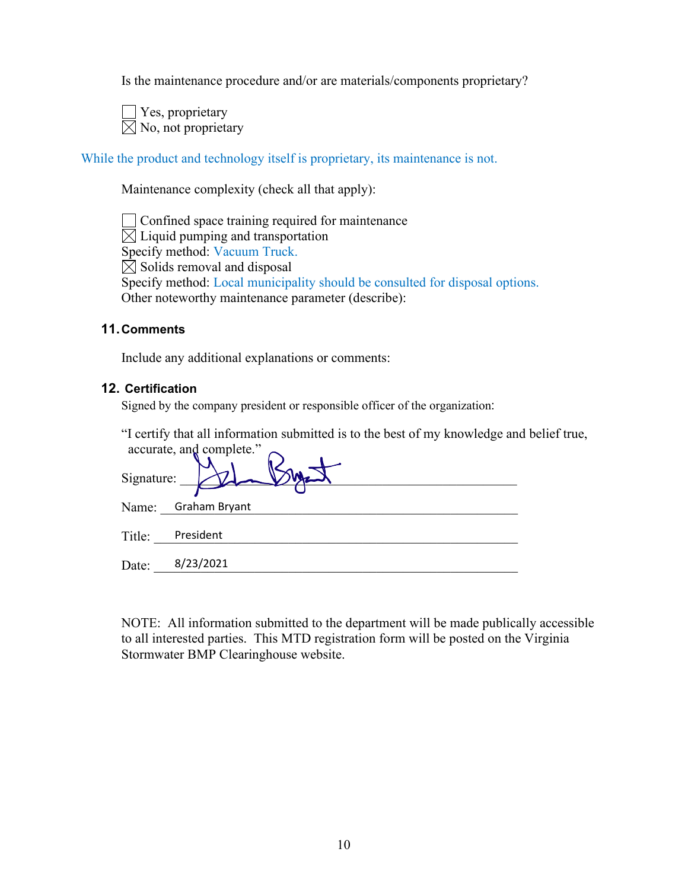Is the maintenance procedure and/or are materials/components proprietary?

☐ Yes, proprietary
☒ No, not proprietary

While the product and technology itself is proprietary, its maintenance is not.

Maintenance complexity (check all that apply):

☐ Confined space training required for maintenance
☒ Liquid pumping and transportation
Specify method: Vacuum Truck.
☒ Solids removal and disposal
Specify method: Local municipality should be consulted for disposal options.
Other noteworthy maintenance parameter (describe):

## 11. Comments

Include any additional explanations or comments:

## 12. Certification

Signed by the company president or responsible officer of the organization:

"I certify that all information submitted is to the best of my knowledge and belief true, accurate, and complete."

Signature: Graham Bryant

Name: Graham Bryant

Title: President

Date: 8/23/2021

NOTE: All information submitted to the department will be made publically accessible to all interested parties. This MTD registration form will be posted on the Virginia Stormwater BMP Clearinghouse website.